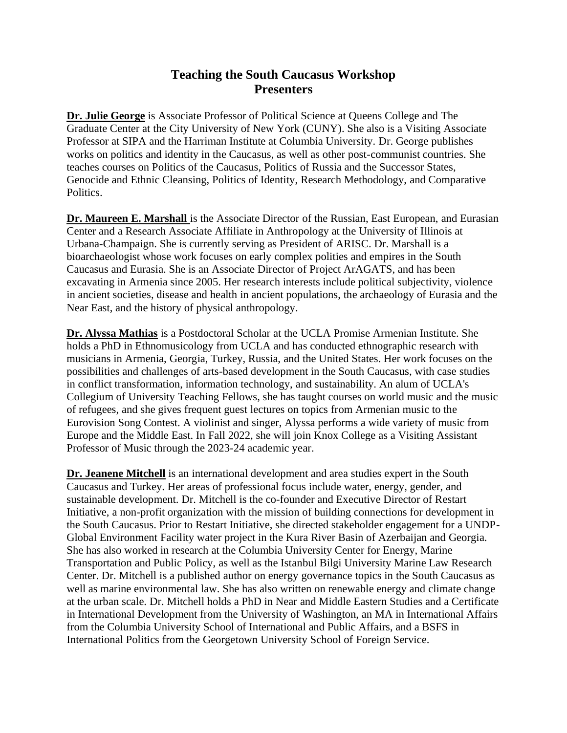# Teaching the South Caucasus Workshop
# Presenters

**Dr. Julie George** is Associate Professor of Political Science at Queens College and The Graduate Center at the City University of New York (CUNY). She also is a Visiting Associate Professor at SIPA and the Harriman Institute at Columbia University. Dr. George publishes works on politics and identity in the Caucasus, as well as other post-communist countries. She teaches courses on Politics of the Caucasus, Politics of Russia and the Successor States, Genocide and Ethnic Cleansing, Politics of Identity, Research Methodology, and Comparative Politics.

**Dr. Maureen E. Marshall** is the Associate Director of the Russian, East European, and Eurasian Center and a Research Associate Affiliate in Anthropology at the University of Illinois at Urbana-Champaign. She is currently serving as President of ARISC. Dr. Marshall is a bioarchaeologist whose work focuses on early complex polities and empires in the South Caucasus and Eurasia. She is an Associate Director of Project ArAGATS, and has been excavating in Armenia since 2005. Her research interests include political subjectivity, violence in ancient societies, disease and health in ancient populations, the archaeology of Eurasia and the Near East, and the history of physical anthropology.

**Dr. Alyssa Mathias** is a Postdoctoral Scholar at the UCLA Promise Armenian Institute. She holds a PhD in Ethnomusicology from UCLA and has conducted ethnographic research with musicians in Armenia, Georgia, Turkey, Russia, and the United States. Her work focuses on the possibilities and challenges of arts-based development in the South Caucasus, with case studies in conflict transformation, information technology, and sustainability. An alum of UCLA's Collegium of University Teaching Fellows, she has taught courses on world music and the music of refugees, and she gives frequent guest lectures on topics from Armenian music to the Eurovision Song Contest. A violinist and singer, Alyssa performs a wide variety of music from Europe and the Middle East. In Fall 2022, she will join Knox College as a Visiting Assistant Professor of Music through the 2023-24 academic year.

**Dr. Jeanene Mitchell** is an international development and area studies expert in the South Caucasus and Turkey. Her areas of professional focus include water, energy, gender, and sustainable development. Dr. Mitchell is the co-founder and Executive Director of Restart Initiative, a non-profit organization with the mission of building connections for development in the South Caucasus. Prior to Restart Initiative, she directed stakeholder engagement for a UNDP-Global Environment Facility water project in the Kura River Basin of Azerbaijan and Georgia. She has also worked in research at the Columbia University Center for Energy, Marine Transportation and Public Policy, as well as the Istanbul Bilgi University Marine Law Research Center. Dr. Mitchell is a published author on energy governance topics in the South Caucasus as well as marine environmental law. She has also written on renewable energy and climate change at the urban scale. Dr. Mitchell holds a PhD in Near and Middle Eastern Studies and a Certificate in International Development from the University of Washington, an MA in International Affairs from the Columbia University School of International and Public Affairs, and a BSFS in International Politics from the Georgetown University School of Foreign Service.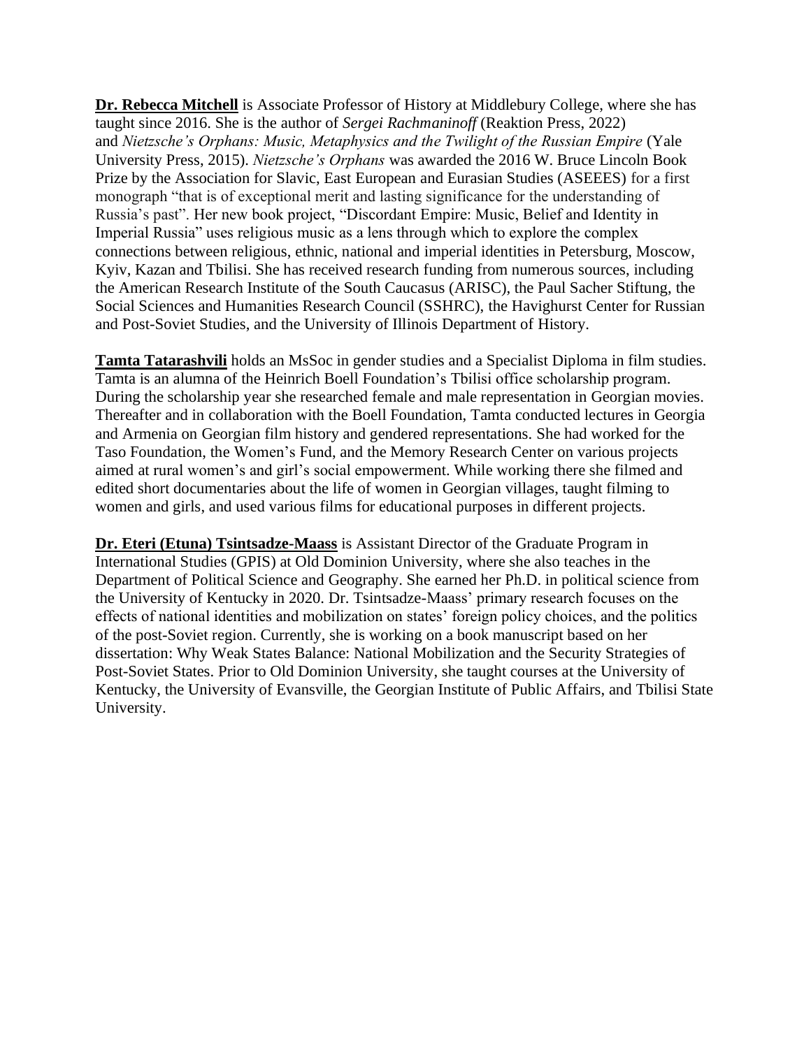**Dr. Rebecca Mitchell** is Associate Professor of History at Middlebury College, where she has taught since 2016. She is the author of *Sergei Rachmaninoff* (Reaktion Press, 2022) and *Nietzsche's Orphans: Music, Metaphysics and the Twilight of the Russian Empire* (Yale University Press, 2015). *Nietzsche's Orphans* was awarded the 2016 W. Bruce Lincoln Book Prize by the Association for Slavic, East European and Eurasian Studies (ASEEES) for a first monograph "that is of exceptional merit and lasting significance for the understanding of Russia's past". Her new book project, "Discordant Empire: Music, Belief and Identity in Imperial Russia" uses religious music as a lens through which to explore the complex connections between religious, ethnic, national and imperial identities in Petersburg, Moscow, Kyiv, Kazan and Tbilisi. She has received research funding from numerous sources, including the American Research Institute of the South Caucasus (ARISC), the Paul Sacher Stiftung, the Social Sciences and Humanities Research Council (SSHRC), the Havighurst Center for Russian and Post-Soviet Studies, and the University of Illinois Department of History.

**Tamta Tatarashvili** holds an MsSoc in gender studies and a Specialist Diploma in film studies. Tamta is an alumna of the Heinrich Boell Foundation's Tbilisi office scholarship program. During the scholarship year she researched female and male representation in Georgian movies. Thereafter and in collaboration with the Boell Foundation, Tamta conducted lectures in Georgia and Armenia on Georgian film history and gendered representations. She had worked for the Taso Foundation, the Women's Fund, and the Memory Research Center on various projects aimed at rural women's and girl's social empowerment. While working there she filmed and edited short documentaries about the life of women in Georgian villages, taught filming to women and girls, and used various films for educational purposes in different projects.

**Dr. Eteri (Etuna) Tsintsadze-Maass** is Assistant Director of the Graduate Program in International Studies (GPIS) at Old Dominion University, where she also teaches in the Department of Political Science and Geography. She earned her Ph.D. in political science from the University of Kentucky in 2020. Dr. Tsintsadze-Maass' primary research focuses on the effects of national identities and mobilization on states' foreign policy choices, and the politics of the post-Soviet region. Currently, she is working on a book manuscript based on her dissertation: Why Weak States Balance: National Mobilization and the Security Strategies of Post-Soviet States. Prior to Old Dominion University, she taught courses at the University of Kentucky, the University of Evansville, the Georgian Institute of Public Affairs, and Tbilisi State University.